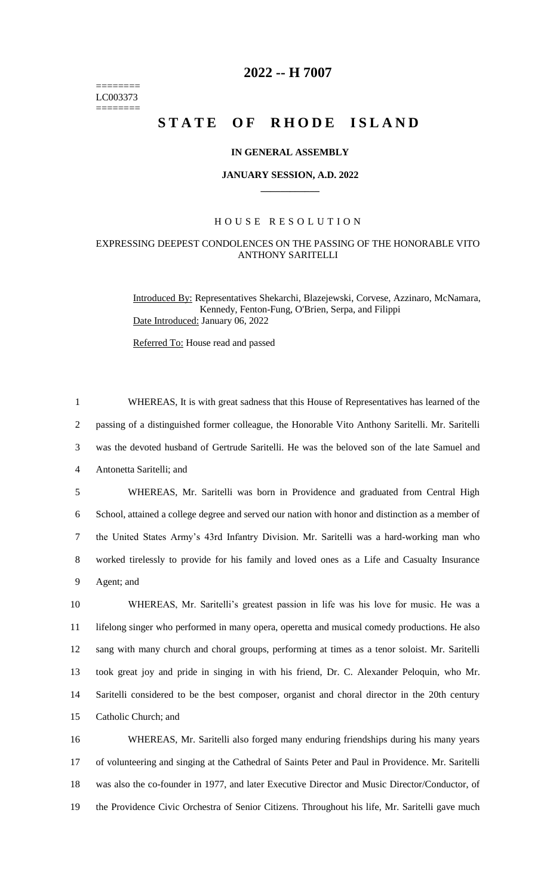========
LC003373
========

# 2022 -- H 7007

# STATE OF RHODE ISLAND

## IN GENERAL ASSEMBLY

### JANUARY SESSION, A.D. 2022

---

## HOUSE RESOLUTION

### EXPRESSING DEEPEST CONDOLENCES ON THE PASSING OF THE HONORABLE VITO ANTHONY SARITELLI

Introduced By: Representatives Shekarchi, Blazejewski, Corvese, Azzinaro, McNamara, Kennedy, Fenton-Fung, O'Brien, Serpa, and Filippi

Date Introduced: January 06, 2022

Referred To: House read and passed

1 WHEREAS, It is with great sadness that this House of Representatives has learned of the
2 passing of a distinguished former colleague, the Honorable Vito Anthony Saritelli. Mr. Saritelli
3 was the devoted husband of Gertrude Saritelli. He was the beloved son of the late Samuel and
4 Antonetta Saritelli; and

5 WHEREAS, Mr. Saritelli was born in Providence and graduated from Central High
6 School, attained a college degree and served our nation with honor and distinction as a member of
7 the United States Army's 43rd Infantry Division. Mr. Saritelli was a hard-working man who
8 worked tirelessly to provide for his family and loved ones as a Life and Casualty Insurance
9 Agent; and

10 WHEREAS, Mr. Saritelli's greatest passion in life was his love for music. He was a
11 lifelong singer who performed in many opera, operetta and musical comedy productions. He also
12 sang with many church and choral groups, performing at times as a tenor soloist. Mr. Saritelli
13 took great joy and pride in singing in with his friend, Dr. C. Alexander Peloquin, who Mr.
14 Saritelli considered to be the best composer, organist and choral director in the 20th century
15 Catholic Church; and

16 WHEREAS, Mr. Saritelli also forged many enduring friendships during his many years
17 of volunteering and singing at the Cathedral of Saints Peter and Paul in Providence. Mr. Saritelli
18 was also the co-founder in 1977, and later Executive Director and Music Director/Conductor, of
19 the Providence Civic Orchestra of Senior Citizens. Throughout his life, Mr. Saritelli gave much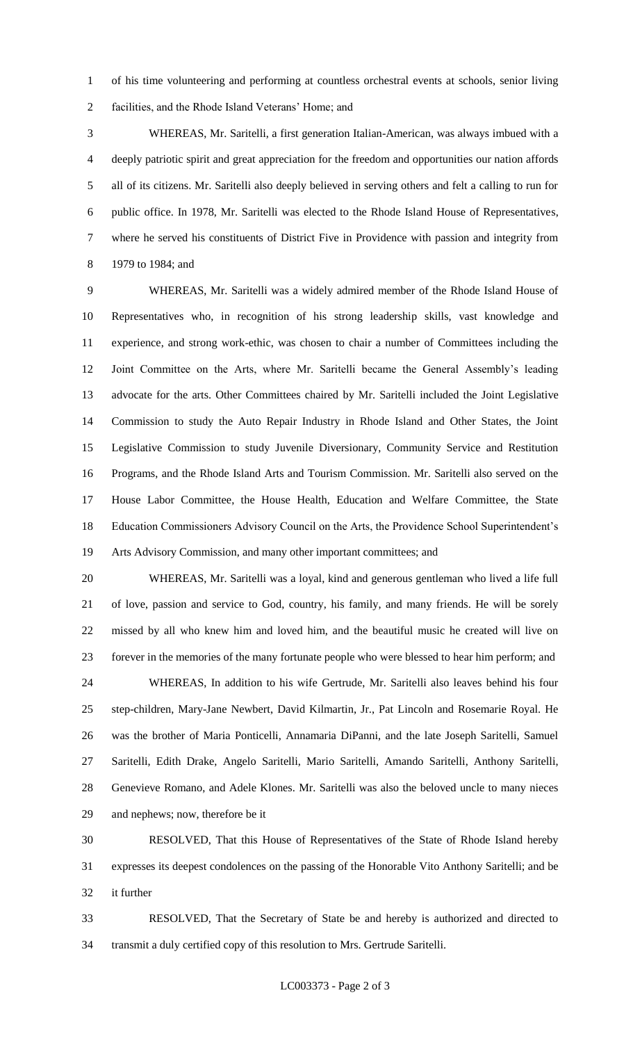of his time volunteering and performing at countless orchestral events at schools, senior living facilities, and the Rhode Island Veterans' Home; and

WHEREAS, Mr. Saritelli, a first generation Italian-American, was always imbued with a deeply patriotic spirit and great appreciation for the freedom and opportunities our nation affords all of its citizens. Mr. Saritelli also deeply believed in serving others and felt a calling to run for public office. In 1978, Mr. Saritelli was elected to the Rhode Island House of Representatives, where he served his constituents of District Five in Providence with passion and integrity from 1979 to 1984; and

WHEREAS, Mr. Saritelli was a widely admired member of the Rhode Island House of Representatives who, in recognition of his strong leadership skills, vast knowledge and experience, and strong work-ethic, was chosen to chair a number of Committees including the Joint Committee on the Arts, where Mr. Saritelli became the General Assembly's leading advocate for the arts. Other Committees chaired by Mr. Saritelli included the Joint Legislative Commission to study the Auto Repair Industry in Rhode Island and Other States, the Joint Legislative Commission to study Juvenile Diversionary, Community Service and Restitution Programs, and the Rhode Island Arts and Tourism Commission. Mr. Saritelli also served on the House Labor Committee, the House Health, Education and Welfare Committee, the State Education Commissioners Advisory Council on the Arts, the Providence School Superintendent's Arts Advisory Commission, and many other important committees; and

WHEREAS, Mr. Saritelli was a loyal, kind and generous gentleman who lived a life full of love, passion and service to God, country, his family, and many friends. He will be sorely missed by all who knew him and loved him, and the beautiful music he created will live on forever in the memories of the many fortunate people who were blessed to hear him perform; and

WHEREAS, In addition to his wife Gertrude, Mr. Saritelli also leaves behind his four step-children, Mary-Jane Newbert, David Kilmartin, Jr., Pat Lincoln and Rosemarie Royal. He was the brother of Maria Ponticelli, Annamaria DiPanni, and the late Joseph Saritelli, Samuel Saritelli, Edith Drake, Angelo Saritelli, Mario Saritelli, Amando Saritelli, Anthony Saritelli, Genevieve Romano, and Adele Klones. Mr. Saritelli was also the beloved uncle to many nieces and nephews; now, therefore be it

RESOLVED, That this House of Representatives of the State of Rhode Island hereby expresses its deepest condolences on the passing of the Honorable Vito Anthony Saritelli; and be it further

RESOLVED, That the Secretary of State be and hereby is authorized and directed to transmit a duly certified copy of this resolution to Mrs. Gertrude Saritelli.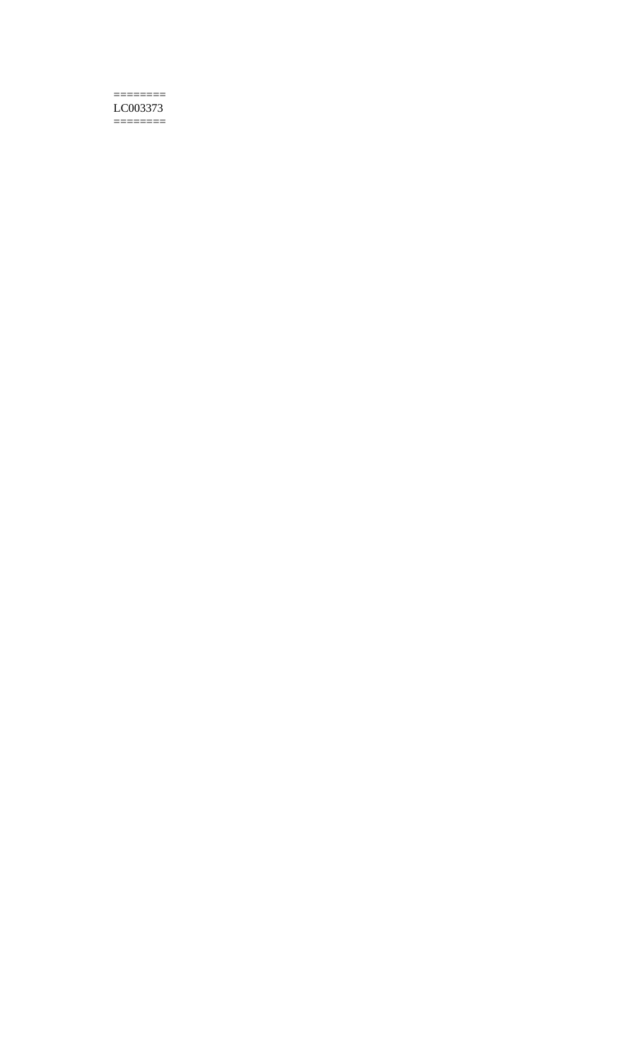=======
LC003373
=======